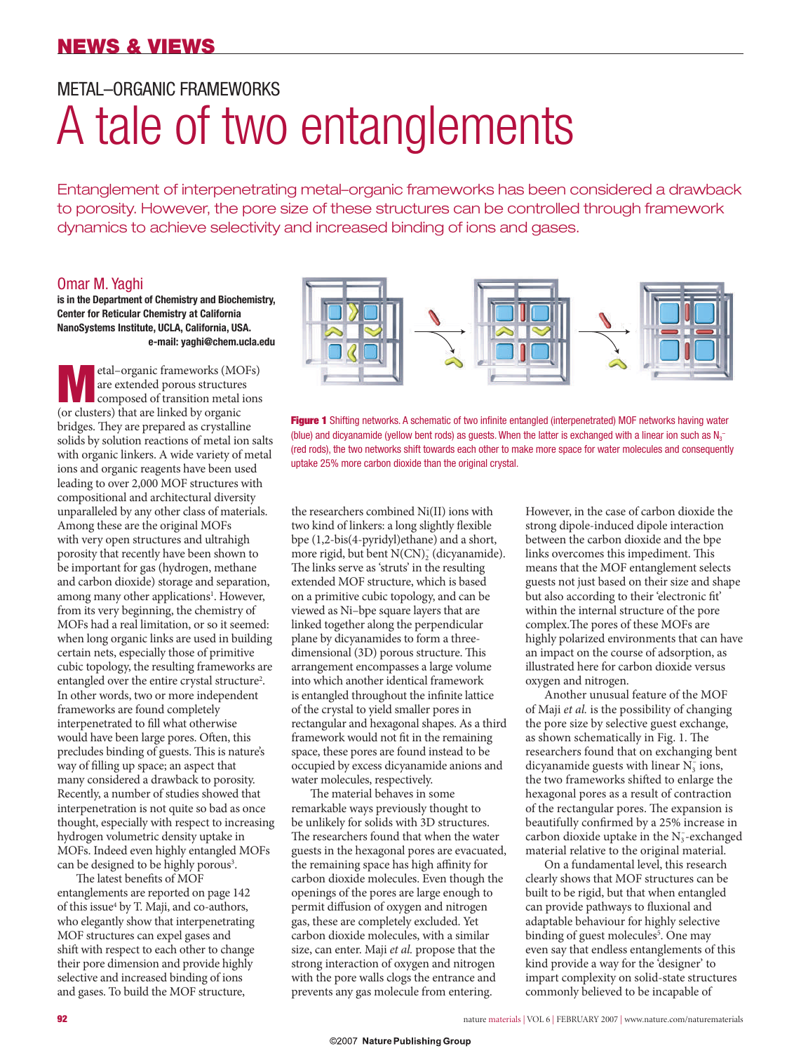# METAL–ORGANIC FRAMEWORKS

# A tale of two entanglements

Entanglement of interpenetrating metal–organic frameworks has been considered a drawback to porosity. However, the pore size of these structures can be controlled through framework dynamics to achieve selectivity and increased binding of ions and gases.

## Omar M. Yaghi

**is in the Department of Chemistry and Biochemistry, Center for Reticular Chemistry at California NanoSystems Institute, UCLA, California, USA.**
**e-mail: yaghi@chem.ucla.edu**

Metal–organic frameworks (MOFs) are extended porous structures composed of transition metal ions (or clusters) that are linked by organic bridges. They are prepared as crystalline solids by solution reactions of metal ion salts with organic linkers. A wide variety of metal ions and organic reagents have been used leading to over 2,000 MOF structures with compositional and architectural diversity unparalleled by any other class of materials. Among these are the original MOFs with very open structures and ultrahigh porosity that recently have been shown to be important for gas (hydrogen, methane and carbon dioxide) storage and separation, among many other applications[1]. However, from its very beginning, the chemistry of MOFs had a real limitation, or so it seemed: when long organic links are used in building certain nets, especially those of primitive cubic topology, the resulting frameworks are entangled over the entire crystal structure[2]. In other words, two or more independent frameworks are found completely interpenetrated to fill what otherwise would have been large pores. Often, this precludes binding of guests. This is nature's way of filling up space; an aspect that many considered a drawback to porosity. Recently, a number of studies showed that interpenetration is not quite so bad as once thought, especially with respect to increasing hydrogen volumetric density uptake in MOFs. Indeed even highly entangled MOFs can be designed to be highly porous[3].

The latest benefits of MOF entanglements are reported on page 142 of this issue[4] by T. Maji, and co-authors, who elegantly show that interpenetrating MOF structures can expel gases and shift with respect to each other to change their pore dimension and provide highly selective and increased binding of ions and gases. To build the MOF structure, the researchers combined Ni(II) ions with two kind of linkers: a long slightly flexible bpe (1,2-bis(4-pyridyl)ethane) and a short, more rigid, but bent $N(CN)_2^-$ (dicyanamide). The links serve as 'struts' in the resulting extended MOF structure, which is based on a primitive cubic topology, and can be viewed as Ni–bpe square layers that are linked together along the perpendicular plane by dicyanamides to form a three-dimensional (3D) porous structure. This arrangement encompasses a large volume into which another identical framework is entangled throughout the infinite lattice of the crystal to yield smaller pores in rectangular and hexagonal shapes. As a third framework would not fit in the remaining space, these pores are found instead to be occupied by excess dicyanamide anions and water molecules, respectively.

**Figure 1** Shifting networks. A schematic of two infinite entangled (interpenetrated) MOF networks having water (blue) and dicyanamide (yellow bent rods) as guests. When the latter is exchanged with a linear ion such as $N_3^-$ (red rods), the two networks shift towards each other to make more space for water molecules and consequently uptake 25% more carbon dioxide than the original crystal.

The material behaves in some remarkable ways previously thought to be unlikely for solids with 3D structures. The researchers found that when the water guests in the hexagonal pores are evacuated, the remaining space has high affinity for carbon dioxide molecules. Even though the openings of the pores are large enough to permit diffusion of oxygen and nitrogen gas, these are completely excluded. Yet carbon dioxide molecules, with a similar size, can enter. Maji *et al.* propose that the strong interaction of oxygen and nitrogen with the pore walls clogs the entrance and prevents any gas molecule from entering. However, in the case of carbon dioxide the strong dipole-induced dipole interaction between the carbon dioxide and the bpe links overcomes this impediment. This means that the MOF entanglement selects guests not just based on their size and shape but also according to their 'electronic fit' within the internal structure of the pore complex. The pores of these MOFs are highly polarized environments that can have an impact on the course of adsorption, as illustrated here for carbon dioxide versus oxygen and nitrogen.

Another unusual feature of the MOF of Maji *et al.* is the possibility of changing the pore size by selective guest exchange, as shown schematically in Fig. 1. The researchers found that on exchanging bent dicyanamide guests with linear $N_3^-$ ions, the two frameworks shifted to enlarge the hexagonal pores as a result of contraction of the rectangular pores. The expansion is beautifully confirmed by a 25% increase in carbon dioxide uptake in the $N_3^-$-exchanged material relative to the original material.

On a fundamental level, this research clearly shows that MOF structures can be built to be rigid, but that when entangled can provide pathways to fluxional and adaptable behaviour for highly selective binding of guest molecules[5]. One may even say that endless entanglements of this kind provide a way for the 'designer' to impart complexity on solid-state structures commonly believed to be incapable of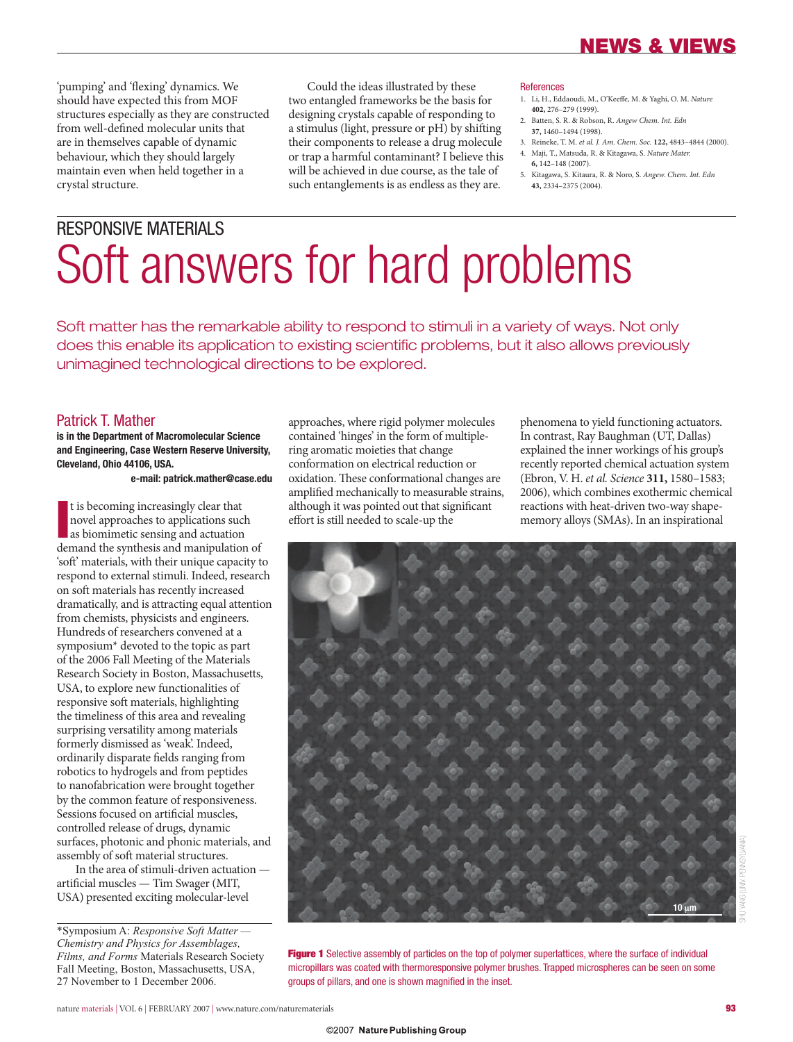'pumping' and 'flexing' dynamics. We should have expected this from MOF structures especially as they are constructed from well-defined molecular units that are in themselves capable of dynamic behaviour, which they should largely maintain even when held together in a crystal structure.

Could the ideas illustrated by these two entangled frameworks be the basis for designing crystals capable of responding to a stimulus (light, pressure or pH) by shifting their components to release a drug molecule or trap a harmful contaminant? I believe this will be achieved in due course, as the tale of such entanglements is as endless as they are.

### References

1. Li, H., Eddaoudi, M., O'Keeffe, M. & Yaghi, O. M. *Nature* **402,** 276–279 (1999).
2. Batten, S. R. & Robson, R. *Angew Chem. Int. Edn* **37,** 1460–1494 (1998).
3. Reineke, T. M. *et al. J. Am. Chem. Soc.* **122,** 4843–4844 (2000).
4. Maji, T., Matsuda, R. & Kitagawa, S. *Nature Mater.* **6,** 142–148 (2007).
5. Kitagawa, S. Kitaura, R. & Noro, S. *Angew. Chem. Int. Edn* **43,** 2334–2375 (2004).

RESPONSIVE MATERIALS

# Soft answers for hard problems

Soft matter has the remarkable ability to respond to stimuli in a variety of ways. Not only does this enable its application to existing scientific problems, but it also allows previously unimagined technological directions to be explored.

## Patrick T. Mather

**is in the Department of Macromolecular Science and Engineering, Case Western Reserve University, Cleveland, Ohio 44106, USA.**

**e-mail: patrick.mather@case.edu**

It is becoming increasingly clear that novel approaches to applications such as biomimetic sensing and actuation demand the synthesis and manipulation of 'soft' materials, with their unique capacity to respond to external stimuli. Indeed, research on soft materials has recently increased dramatically, and is attracting equal attention from chemists, physicists and engineers. Hundreds of researchers convened at a symposium* devoted to the topic as part of the 2006 Fall Meeting of the Materials Research Society in Boston, Massachusetts, USA, to explore new functionalities of responsive soft materials, highlighting the timeliness of this area and revealing surprising versatility among materials formerly dismissed as 'weak'. Indeed, ordinarily disparate fields ranging from robotics to hydrogels and from peptides to nanofabrication were brought together by the common feature of responsiveness. Sessions focused on artificial muscles, controlled release of drugs, dynamic surfaces, photonic and phonic materials, and assembly of soft material structures.

In the area of stimuli-driven actuation — artificial muscles — Tim Swager (MIT, USA) presented exciting molecular-level approaches, where rigid polymer molecules contained 'hinges' in the form of multiple-ring aromatic moieties that change conformation on electrical reduction or oxidation. These conformational changes are amplified mechanically to measurable strains, although it was pointed out that significant effort is still needed to scale-up the phenomena to yield functioning actuators. In contrast, Ray Baughman (UT, Dallas) explained the inner workings of his group's recently reported chemical actuation system (Ebron, V. H. *et al. Science* **311,** 1580–1583; 2006), which combines exothermic chemical reactions with heat-driven two-way shape-memory alloys (SMAs). In an inspirational

*Symposium A: *Responsive Soft Matter — Chemistry and Physics for Assemblages, Films, and Forms* Materials Research Society Fall Meeting, Boston, Massachusetts, USA, 27 November to 1 December 2006.

10 μm

SHU YANG (UNIV. PENNSYLVANIA)

**Figure 1** Selective assembly of particles on the top of polymer superlattices, where the surface of individual micropillars was coated with thermoresponsive polymer brushes. Trapped microspheres can be seen on some groups of pillars, and one is shown magnified in the inset.